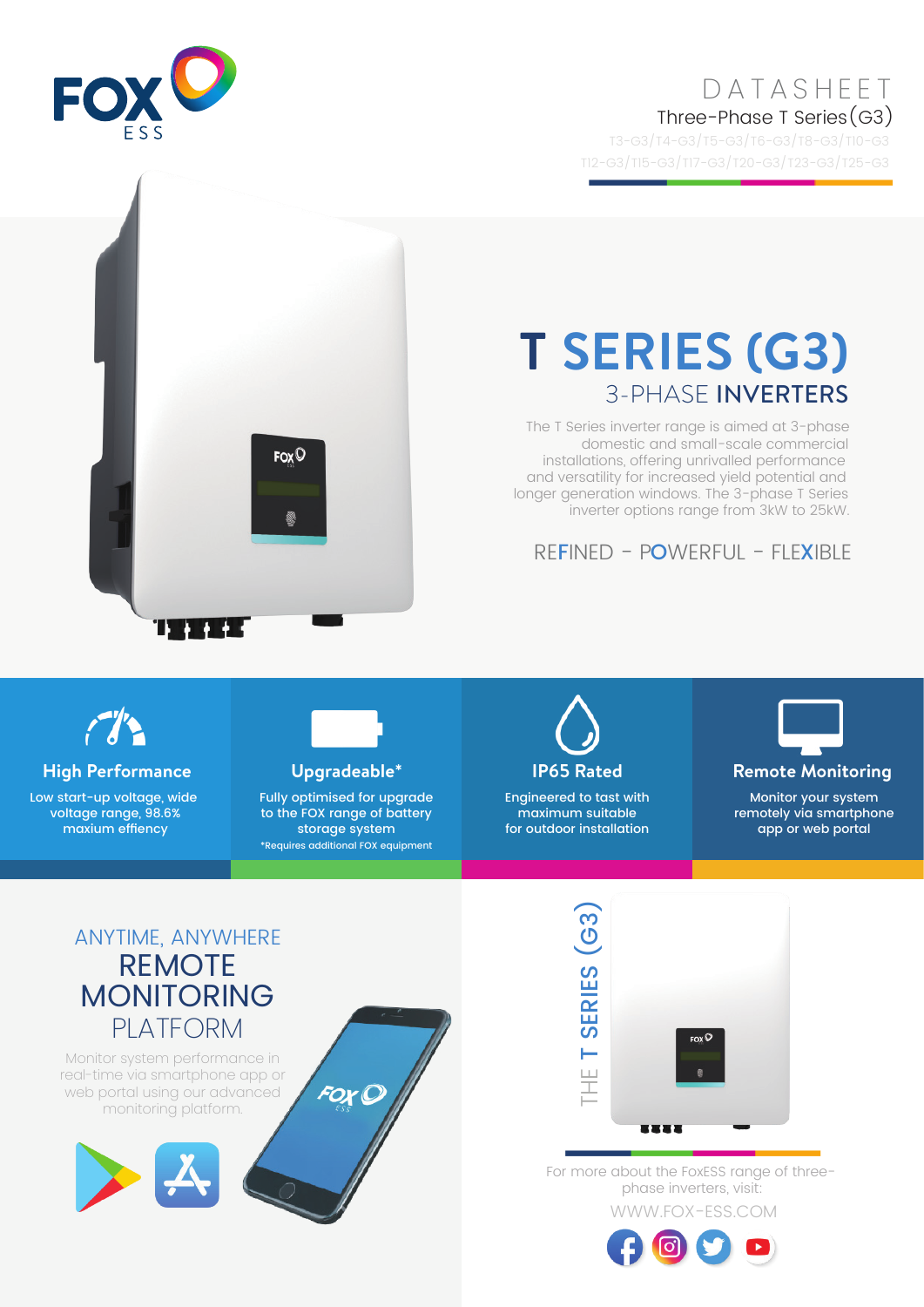FOX ESS

# DATASHEET

## Three-Phase T Series (G3)

T3-G3/T4-G3/T5-G3/T6-G3/T8-G3/T10-G3
T12-G3/T15-G3/T17-G3/T20-G3/T23-G3/T25-G3

# T SERIES (G3)

## 3-PHASE INVERTERS

The T Series inverter range is aimed at 3-phase domestic and small-scale commercial installations, offering unrivalled performance and versatility for increased yield potential and longer generation windows. The 3-phase T Series inverter options range from 3kW to 25kW.

REFINED – POWERFUL – FLEXIBLE

### High Performance

Low start-up voltage, wide voltage range, 98.6% maxium effiency

### Upgradeable*

Fully optimised for upgrade to the FOX range of battery storage system

*Requires additional FOX equipment

### IP65 Rated

Engineered to tast with maximum suitable for outdoor installation

### Remote Monitoring

Monitor your system remotely via smartphone app or web portal

## ANYTIME, ANYWHERE REMOTE MONITORING PLATFORM

Monitor system performance in real-time via smartphone app or web portal using our advanced monitoring platform.

THE T SERIES (G3)

For more about the FoxESS range of three-phase inverters, visit:

WWW.FOX-ESS.COM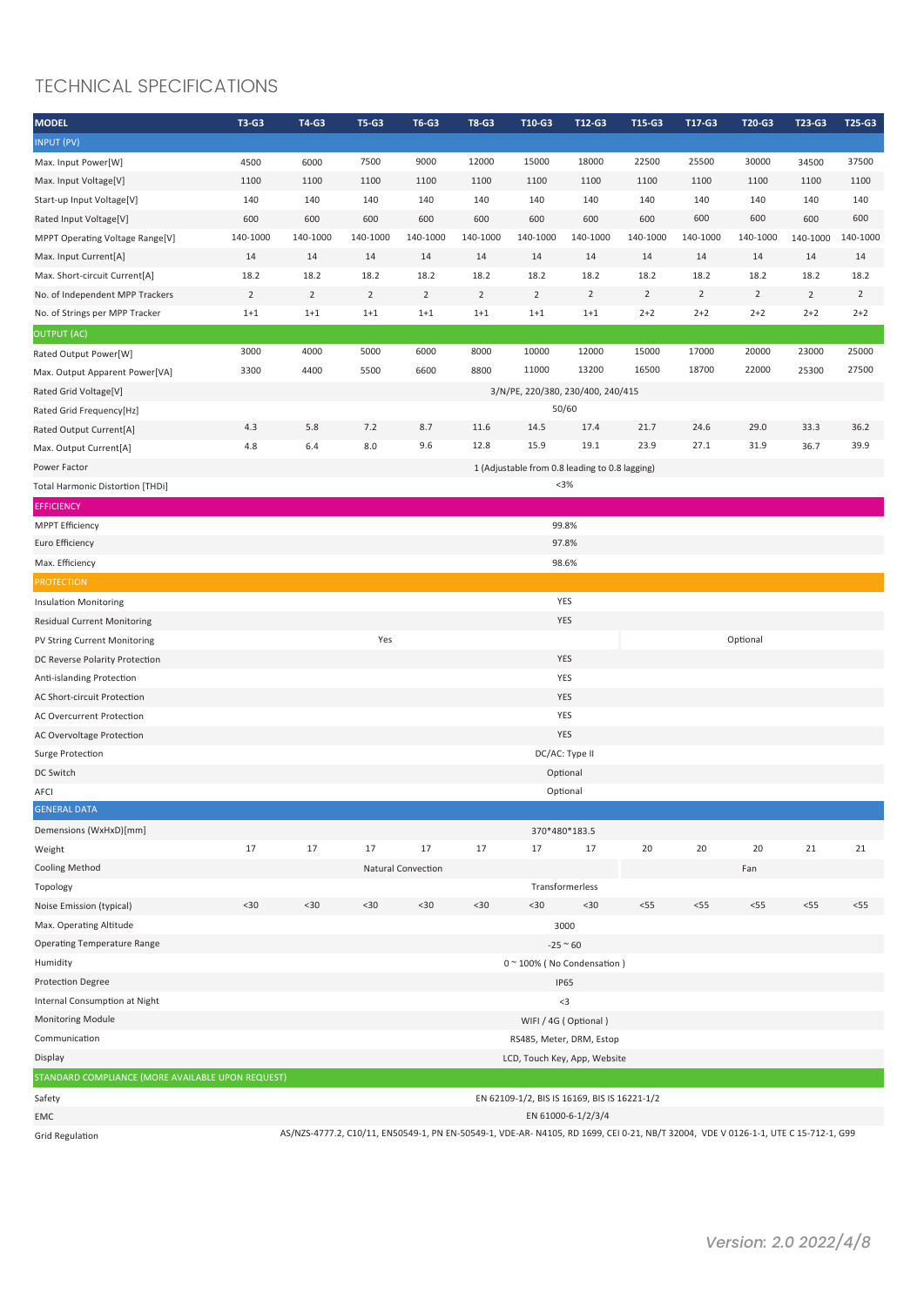# TECHNICAL SPECIFICATIONS

| MODEL | T3-G3 | T4-G3 | T5-G3 | T6-G3 | T8-G3 | T10-G3 | T12-G3 | T15-G3 | T17-G3 | T20-G3 | T23-G3 | T25-G3 |
|---|---|---|---|---|---|---|---|---|---|---|---|---|
| **INPUT (PV)** | | | | | | | | | | | | |
| Max. Input Power[W] | 4500 | 6000 | 7500 | 9000 | 12000 | 15000 | 18000 | 22500 | 25500 | 30000 | 34500 | 37500 |
| Max. Input Voltage[V] | 1100 | 1100 | 1100 | 1100 | 1100 | 1100 | 1100 | 1100 | 1100 | 1100 | 1100 | 1100 |
| Start-up Input Voltage[V] | 140 | 140 | 140 | 140 | 140 | 140 | 140 | 140 | 140 | 140 | 140 | 140 |
| Rated Input Voltage[V] | 600 | 600 | 600 | 600 | 600 | 600 | 600 | 600 | 600 | 600 | 600 | 600 |
| MPPT Operating Voltage Range[V] | 140-1000 | 140-1000 | 140-1000 | 140-1000 | 140-1000 | 140-1000 | 140-1000 | 140-1000 | 140-1000 | 140-1000 | 140-1000 | 140-1000 |
| Max. Input Current[A] | 14 | 14 | 14 | 14 | 14 | 14 | 14 | 14 | 14 | 14 | 14 | 14 |
| Max. Short-circuit Current[A] | 18.2 | 18.2 | 18.2 | 18.2 | 18.2 | 18.2 | 18.2 | 18.2 | 18.2 | 18.2 | 18.2 | 18.2 |
| No. of Independent MPP Trackers | 2 | 2 | 2 | 2 | 2 | 2 | 2 | 2 | 2 | 2 | 2 | 2 |
| No. of Strings per MPP Tracker | 1+1 | 1+1 | 1+1 | 1+1 | 1+1 | 1+1 | 1+1 | 2+2 | 2+2 | 2+2 | 2+2 | 2+2 |
| **OUTPUT (AC)** | | | | | | | | | | | | |
| Rated Output Power[W] | 3000 | 4000 | 5000 | 6000 | 8000 | 10000 | 12000 | 15000 | 17000 | 20000 | 23000 | 25000 |
| Max. Output Apparent Power[VA] | 3300 | 4400 | 5500 | 6600 | 8800 | 11000 | 13200 | 16500 | 18700 | 22000 | 25300 | 27500 |
| Rated Grid Voltage[V] | 3/N/PE, 220/380, 230/400, 240/415 | | | | | | | | | | | |
| Rated Grid Frequency[Hz] | 50/60 | | | | | | | | | | | |
| Rated Output Current[A] | 4.3 | 5.8 | 7.2 | 8.7 | 11.6 | 14.5 | 17.4 | 21.7 | 24.6 | 29.0 | 33.3 | 36.2 |
| Max. Output Current[A] | 4.8 | 6.4 | 8.0 | 9.6 | 12.8 | 15.9 | 19.1 | 23.9 | 27.1 | 31.9 | 36.7 | 39.9 |
| Power Factor | 1 (Adjustable from 0.8 leading to 0.8 lagging) | | | | | | | | | | | |
| Total Harmonic Distortion [THDi] | <3% | | | | | | | | | | | |
| **EFFICIENCY** | | | | | | | | | | | | |
| MPPT Efficiency | 99.8% | | | | | | | | | | | |
| Euro Efficiency | 97.8% | | | | | | | | | | | |
| Max. Efficiency | 98.6% | | | | | | | | | | | |
| **PROTECTION** | | | | | | | | | | | | |
| Insulation Monitoring | YES | | | | | | | | | | | |
| Residual Current Monitoring | YES | | | | | | | | | | | |
| PV String Current Monitoring | Yes | | | | | | | Optional | | | | |
| DC Reverse Polarity Protection | YES | | | | | | | | | | | |
| Anti-islanding Protection | YES | | | | | | | | | | | |
| AC Short-circuit Protection | YES | | | | | | | | | | | |
| AC Overcurrent Protection | YES | | | | | | | | | | | |
| AC Overvoltage Protection | YES | | | | | | | | | | | |
| Surge Protection | DC/AC: Type II | | | | | | | | | | | |
| DC Switch | Optional | | | | | | | | | | | |
| AFCI | Optional | | | | | | | | | | | |
| **GENERAL DATA** | | | | | | | | | | | | |
| Demensions (WxHxD)[mm] | 370*480*183.5 | | | | | | | | | | | |
| Weight | 17 | 17 | 17 | 17 | 17 | 17 | 17 | 20 | 20 | 20 | 21 | 21 |
| Cooling Method | Natural Convection | | | | | | | Fan | | | | |
| Topology | Transformerless | | | | | | | | | | | |
| Noise Emission (typical) | <30 | <30 | <30 | <30 | <30 | <30 | <30 | <55 | <55 | <55 | <55 | <55 |
| Max. Operating Altitude | 3000 | | | | | | | | | | | |
| Operating Temperature Range | -25 ~ 60 | | | | | | | | | | | |
| Humidity | 0 ~ 100% ( No Condensation ) | | | | | | | | | | | |
| Protection Degree | IP65 | | | | | | | | | | | |
| Internal Consumption at Night | <3 | | | | | | | | | | | |
| Monitoring Module | WIFI / 4G ( Optional ) | | | | | | | | | | | |
| Communication | RS485, Meter, DRM, Estop | | | | | | | | | | | |
| Display | LCD, Touch Key, App, Website | | | | | | | | | | | |
| **STANDARD COMPLIANCE (MORE AVAILABLE UPON REQUEST)** | | | | | | | | | | | | |
| Safety | EN 62109-1/2, BIS IS 16169, BIS IS 16221-1/2 | | | | | | | | | | | |
| EMC | EN 61000-6-1/2/3/4 | | | | | | | | | | | |
| Grid Regulation | AS/NZS-4777.2, C10/11, EN50549-1, PN EN-50549-1, VDE-AR- N4105, RD 1699, CEI 0-21, NB/T 32004, VDE V 0126-1-1, UTE C 15-712-1, G99 | | | | | | | | | | | |

*Version: 2.0 2022/4/8*